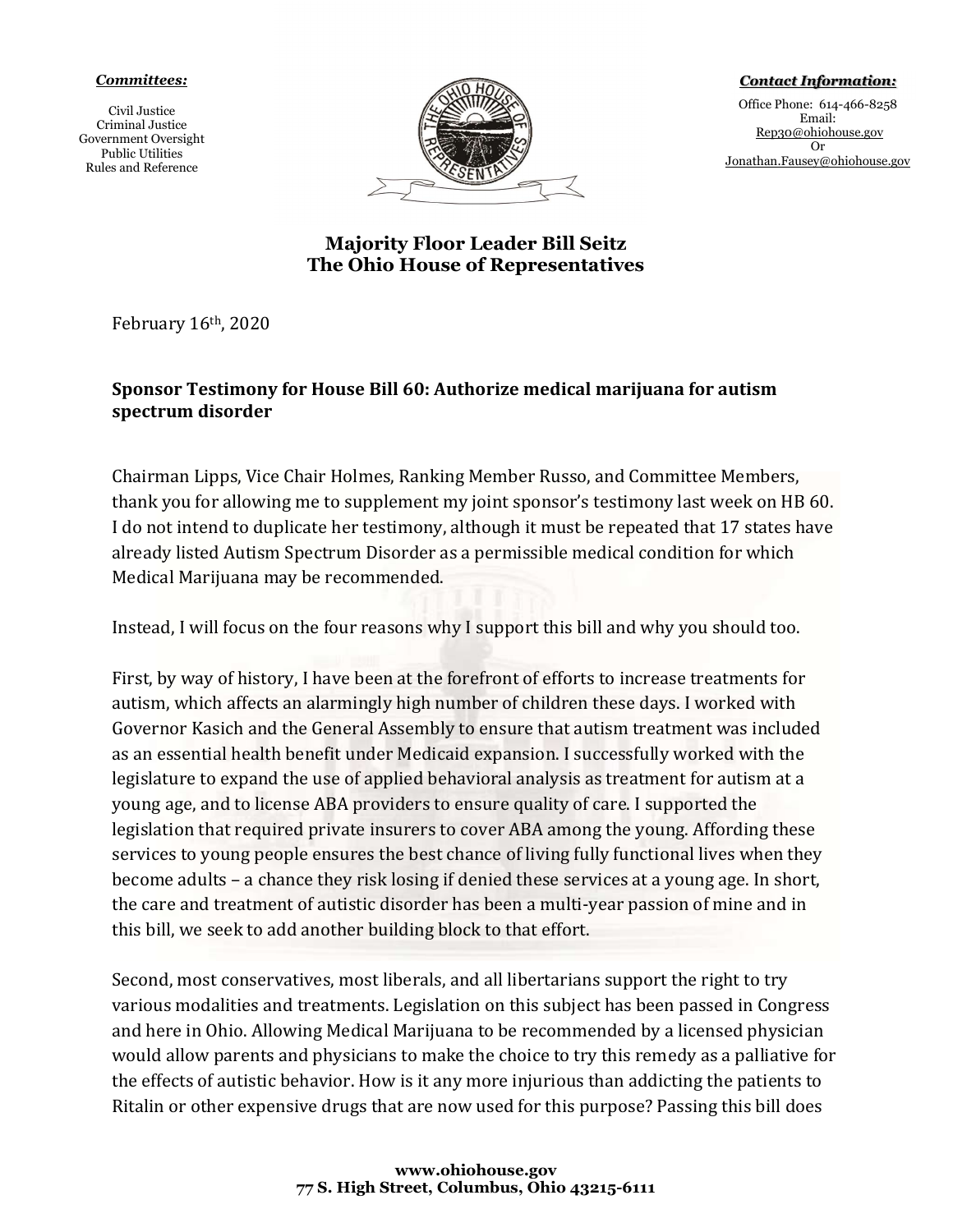***Committees:***

Civil Justice
Criminal Justice
Government Oversight
Public Utilities
Rules and Reference

***Contact Information:***

Office Phone: 614-466-8258
Email:
Rep30@ohiohouse.gov
Or
Jonathan.Fausey@ohiohouse.gov

## Majority Floor Leader Bill Seitz
## The Ohio House of Representatives

February 16th, 2020

**Sponsor Testimony for House Bill 60: Authorize medical marijuana for autism spectrum disorder**

Chairman Lipps, Vice Chair Holmes, Ranking Member Russo, and Committee Members, thank you for allowing me to supplement my joint sponsor's testimony last week on HB 60. I do not intend to duplicate her testimony, although it must be repeated that 17 states have already listed Autism Spectrum Disorder as a permissible medical condition for which Medical Marijuana may be recommended.

Instead, I will focus on the four reasons why I support this bill and why you should too.

First, by way of history, I have been at the forefront of efforts to increase treatments for autism, which affects an alarmingly high number of children these days. I worked with Governor Kasich and the General Assembly to ensure that autism treatment was included as an essential health benefit under Medicaid expansion. I successfully worked with the legislature to expand the use of applied behavioral analysis as treatment for autism at a young age, and to license ABA providers to ensure quality of care. I supported the legislation that required private insurers to cover ABA among the young. Affording these services to young people ensures the best chance of living fully functional lives when they become adults – a chance they risk losing if denied these services at a young age. In short, the care and treatment of autistic disorder has been a multi-year passion of mine and in this bill, we seek to add another building block to that effort.

Second, most conservatives, most liberals, and all libertarians support the right to try various modalities and treatments. Legislation on this subject has been passed in Congress and here in Ohio. Allowing Medical Marijuana to be recommended by a licensed physician would allow parents and physicians to make the choice to try this remedy as a palliative for the effects of autistic behavior. How is it any more injurious than addicting the patients to Ritalin or other expensive drugs that are now used for this purpose? Passing this bill does

**www.ohiohouse.gov**
**77 S. High Street, Columbus, Ohio 43215-6111**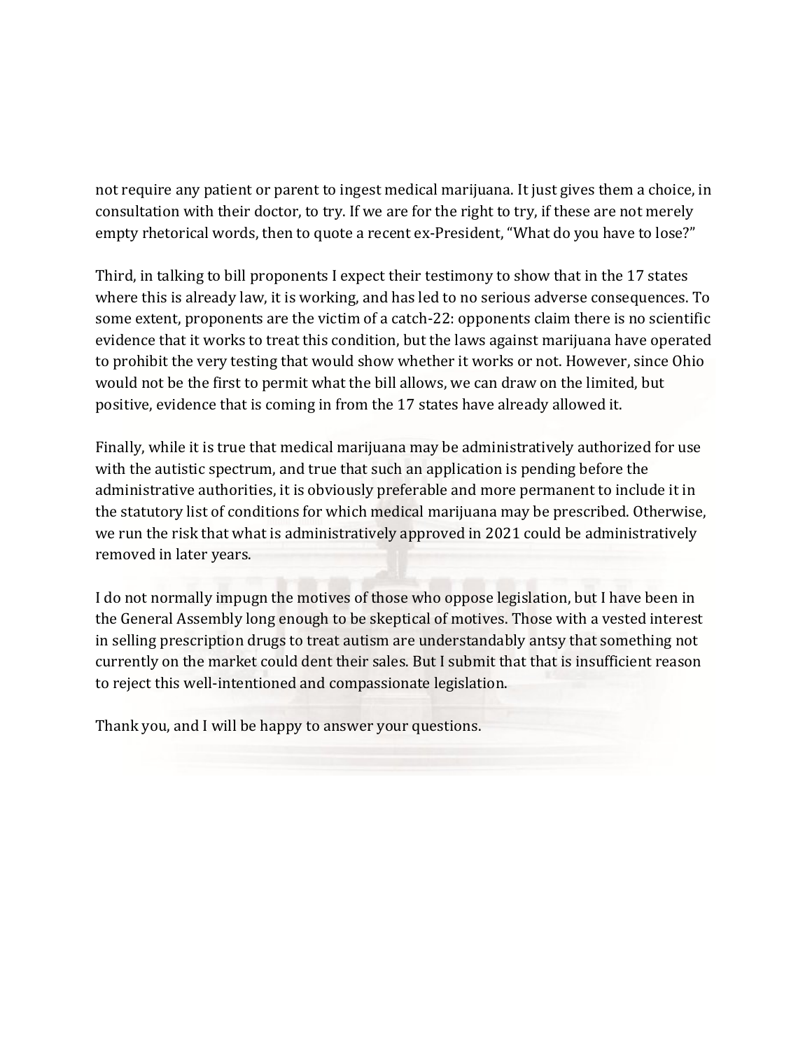not require any patient or parent to ingest medical marijuana. It just gives them a choice, in consultation with their doctor, to try. If we are for the right to try, if these are not merely empty rhetorical words, then to quote a recent ex-President, "What do you have to lose?"

Third, in talking to bill proponents I expect their testimony to show that in the 17 states where this is already law, it is working, and has led to no serious adverse consequences. To some extent, proponents are the victim of a catch-22: opponents claim there is no scientific evidence that it works to treat this condition, but the laws against marijuana have operated to prohibit the very testing that would show whether it works or not. However, since Ohio would not be the first to permit what the bill allows, we can draw on the limited, but positive, evidence that is coming in from the 17 states have already allowed it.

Finally, while it is true that medical marijuana may be administratively authorized for use with the autistic spectrum, and true that such an application is pending before the administrative authorities, it is obviously preferable and more permanent to include it in the statutory list of conditions for which medical marijuana may be prescribed. Otherwise, we run the risk that what is administratively approved in 2021 could be administratively removed in later years.

I do not normally impugn the motives of those who oppose legislation, but I have been in the General Assembly long enough to be skeptical of motives. Those with a vested interest in selling prescription drugs to treat autism are understandably antsy that something not currently on the market could dent their sales. But I submit that that is insufficient reason to reject this well-intentioned and compassionate legislation.

Thank you, and I will be happy to answer your questions.